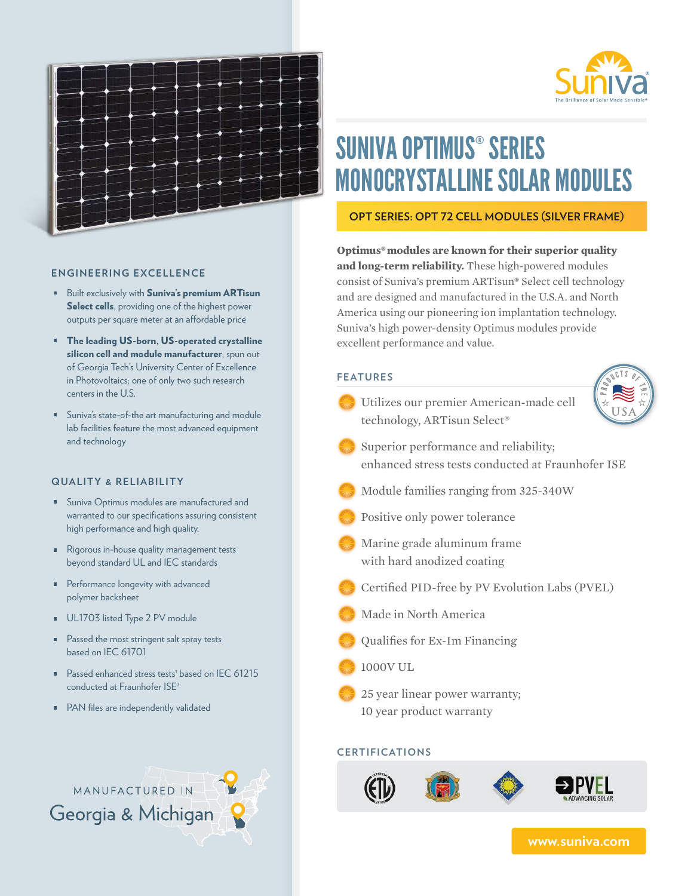Suniva®

The Brilliance of Solar Made Sensible®

# SUNIVA OPTIMUS® SERIES MONOCRYSTALLINE SOLAR MODULES

## OPT SERIES: OPT 72 CELL MODULES (SILVER FRAME)

**Optimus® modules are known for their superior quality and long-term reliability.** These high-powered modules consist of Suniva's premium ARTisun® Select cell technology and are designed and manufactured in the U.S.A. and North America using our pioneering ion implantation technology. Suniva's high power-density Optimus modules provide excellent performance and value.

### FEATURES

- Utilizes our premier American-made cell technology, ARTisun Select®
- Superior performance and reliability; enhanced stress tests conducted at Fraunhofer ISE
- Module families ranging from 325-340W
- Positive only power tolerance
- Marine grade aluminum frame with hard anodized coating
- Certified PID-free by PV Evolution Labs (PVEL)
- Made in North America
- Qualifies for Ex-Im Financing
- 1000V UL
- 25 year linear power warranty; 10 year product warranty

PRODUCTS OF THE USA

### ENGINEERING EXCELLENCE

- Built exclusively with **Suniva's premium ARTisun Select cells**, providing one of the highest power outputs per square meter at an affordable price
- **The leading US-born, US-operated crystalline silicon cell and module manufacturer**, spun out of Georgia Tech's University Center of Excellence in Photovoltaics; one of only two such research centers in the U.S.
- Suniva's state-of-the art manufacturing and module lab facilities feature the most advanced equipment and technology

### QUALITY & RELIABILITY

- Suniva Optimus modules are manufactured and warranted to our specifications assuring consistent high performance and high quality.
- Rigorous in-house quality management tests beyond standard UL and IEC standards
- Performance longevity with advanced polymer backsheet
- UL1703 listed Type 2 PV module
- Passed the most stringent salt spray tests based on IEC 61701
- Passed enhanced stress tests[1] based on IEC 61215 conducted at Fraunhofer ISE[2]
- PAN files are independently validated

MANUFACTURED IN
Georgia & Michigan

### CERTIFICATIONS

PVEL ADVANCING SOLAR

www.suniva.com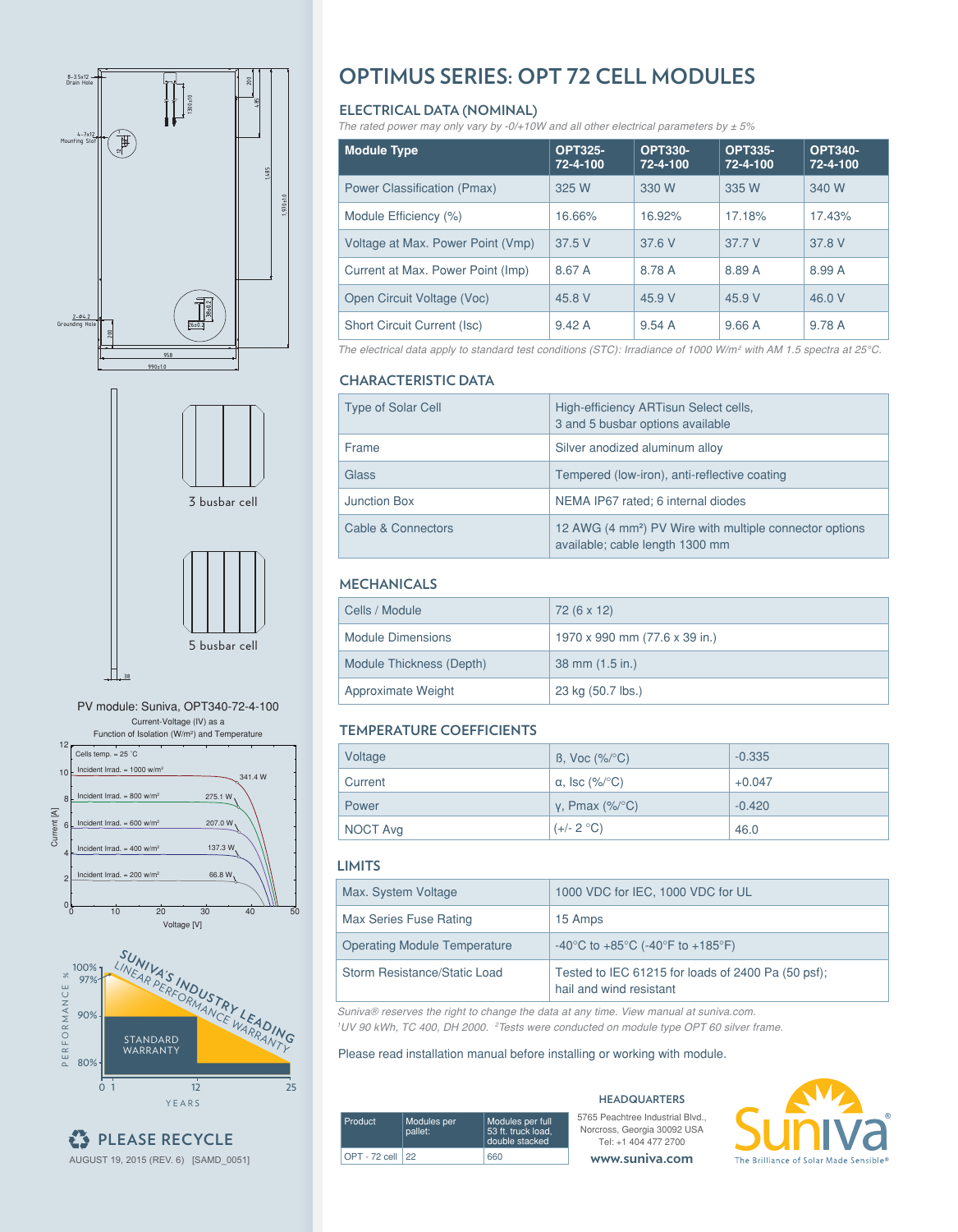# OPTIMUS SERIES: OPT 72 CELL MODULES

## ELECTRICAL DATA (NOMINAL)

*The rated power may only vary by -0/+10W and all other electrical parameters by ± 5%*

| Module Type | OPT325-72-4-100 | OPT330-72-4-100 | OPT335-72-4-100 | OPT340-72-4-100 |
|---|---|---|---|---|
| Power Classification (Pmax) | 325 W | 330 W | 335 W | 340 W |
| Module Efficiency (%) | 16.66% | 16.92% | 17.18% | 17.43% |
| Voltage at Max. Power Point (Vmp) | 37.5 V | 37.6 V | 37.7 V | 37.8 V |
| Current at Max. Power Point (Imp) | 8.67 A | 8.78 A | 8.89 A | 8.99 A |
| Open Circuit Voltage (Voc) | 45.8 V | 45.9 V | 45.9 V | 46.0 V |
| Short Circuit Current (Isc) | 9.42 A | 9.54 A | 9.66 A | 9.78 A |

*The electrical data apply to standard test conditions (STC): Irradiance of 1000 W/m² with AM 1.5 spectra at 25°C.*

## CHARACTERISTIC DATA

| | |
|---|---|
| Type of Solar Cell | High-efficiency ARTisun Select cells, 3 and 5 busbar options available |
| Frame | Silver anodized aluminum alloy |
| Glass | Tempered (low-iron), anti-reflective coating |
| Junction Box | NEMA IP67 rated; 6 internal diodes |
| Cable & Connectors | 12 AWG (4 mm²) PV Wire with multiple connector options available; cable length 1300 mm |

## MECHANICALS

| | |
|---|---|
| Cells / Module | 72 (6 x 12) |
| Module Dimensions | 1970 x 990 mm (77.6 x 39 in.) |
| Module Thickness (Depth) | 38 mm (1.5 in.) |
| Approximate Weight | 23 kg (50.7 lbs.) |

## TEMPERATURE COEFFICIENTS

| | | |
|---|---|---|
| Voltage | β, Voc (%/°C) | -0.335 |
| Current | α, Isc (%/°C) | +0.047 |
| Power | γ, Pmax (%/°C) | -0.420 |
| NOCT Avg | (+/- 2 °C) | 46.0 |

## LIMITS

| | |
|---|---|
| Max. System Voltage | 1000 VDC for IEC, 1000 VDC for UL |
| Max Series Fuse Rating | 15 Amps |
| Operating Module Temperature | -40°C to +85°C (-40°F to +185°F) |
| Storm Resistance/Static Load | Tested to IEC 61215 for loads of 2400 Pa (50 psf); hail and wind resistant |

*Suniva® reserves the right to change the data at any time. View manual at suniva.com.*
*[1]UV 90 kWh, TC 400, DH 2000. [2]Tests were conducted on module type OPT 60 silver frame.*

Please read installation manual before installing or working with module.

8-3.5x12 Drain Hole
4-7x12 Mounting Slot
2-Ø4.2 Grounding Hole
1300±10
200
495
1,485
1,970±10
36±0.2
26±0.2
958
990±10
38

3 busbar cell

5 busbar cell

PV module: Suniva, OPT340-72-4-100
Current-Voltage (IV) as a Function of Isolation (W/m²) and Temperature

Cells temp. = 25 °C
Incident Irrad. = 1000 w/m² 341.4 W
Incident Irrad. = 800 w/m² 275.1 W
Incident Irrad. = 600 w/m² 207.0 W
Incident Irrad. = 400 w/m² 137.3 W
Incident Irrad. = 200 w/m² 66.8 W
Current [A]
Voltage [V]

SUNIVA'S INDUSTRY LEADING LINEAR PERFORMANCE WARRANTY
STANDARD WARRANTY
PERFORMANCE %
100% 97% 90% 80%
0 1 12 25
YEARS

| Product | Modules per pallet: | Modules per full 53 ft. truck load, double stacked |
|---|---|---|
| OPT - 72 cell | 22 | 660 |

**HEADQUARTERS**
5765 Peachtree Industrial Blvd., Norcross, Georgia 30092 USA
Tel: +1 404 477 2700
**www.suniva.com**

Suniva® The Brilliance of Solar Made Sensible®

PLEASE RECYCLE

AUGUST 19, 2015 (REV. 6) [SAMD_0051]